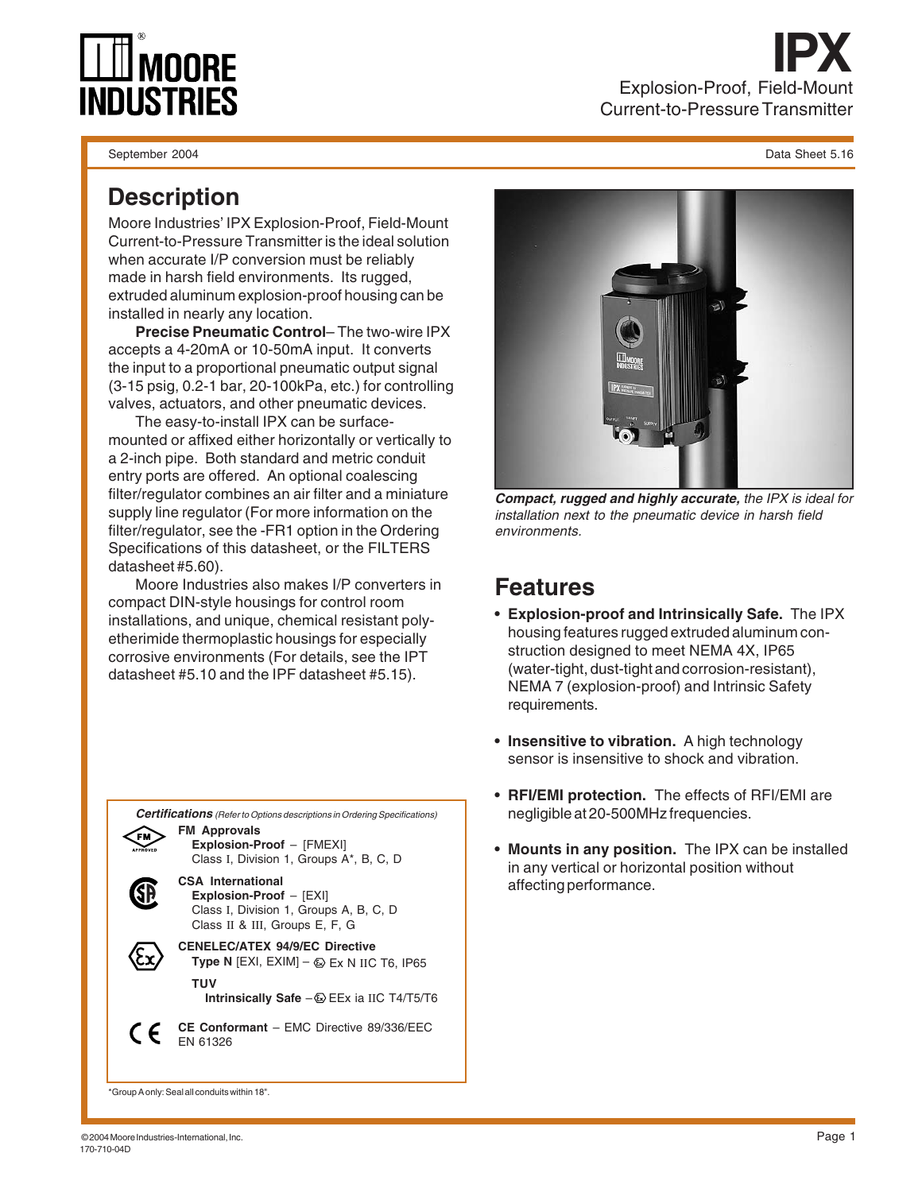# IPX

Explosion-Proof, Field-Mount Current-to-Pressure Transmitter

September 2004 — Data Sheet 5.16

## Description

Moore Industries' IPX Explosion-Proof, Field-Mount Current-to-Pressure Transmitter is the ideal solution when accurate I/P conversion must be reliably made in harsh field environments. Its rugged, extruded aluminum explosion-proof housing can be installed in nearly any location.

**Precise Pneumatic Control**– The two-wire IPX accepts a 4-20mA or 10-50mA input. It converts the input to a proportional pneumatic output signal (3-15 psig, 0.2-1 bar, 20-100kPa, etc.) for controlling valves, actuators, and other pneumatic devices.

The easy-to-install IPX can be surface-mounted or affixed either horizontally or vertically to a 2-inch pipe. Both standard and metric conduit entry ports are offered. An optional coalescing filter/regulator combines an air filter and a miniature supply line regulator (For more information on the filter/regulator, see the -FR1 option in the Ordering Specifications of this datasheet, or the FILTERS datasheet #5.60).

Moore Industries also makes I/P converters in compact DIN-style housings for control room installations, and unique, chemical resistant poly-etherimide thermoplastic housings for especially corrosive environments (For details, see the IPT datasheet #5.10 and the IPF datasheet #5.15).

***Compact, rugged and highly accurate,*** *the IPX is ideal for installation next to the pneumatic device in harsh field environments.*

### *Certifications* *(Refer to Options descriptions in Ordering Specifications)*

**FM Approvals**
**Explosion-Proof** – [FMEXI]
Class I, Division 1, Groups A*, B, C, D

**CSA International**
**Explosion-Proof** – [EXI]
Class I, Division 1, Groups A, B, C, D
Class II & III, Groups E, F, G

**CENELEC/ATEX 94/9/EC Directive**
**Type N** [EXI, EXIM] – Ex N IIC T6, IP65

**TUV**
**Intrinsically Safe** – EEx ia IIC T4/T5/T6

**CE Conformant** – EMC Directive 89/336/EEC
EN 61326

*Group A only: Seal all conduits within 18".

## Features

- **Explosion-proof and Intrinsically Safe.** The IPX housing features rugged extruded aluminum construction designed to meet NEMA 4X, IP65 (water-tight, dust-tight and corrosion-resistant), NEMA 7 (explosion-proof) and Intrinsic Safety requirements.
- **Insensitive to vibration.** A high technology sensor is insensitive to shock and vibration.
- **RFI/EMI protection.** The effects of RFI/EMI are negligible at 20-500MHz frequencies.
- **Mounts in any position.** The IPX can be installed in any vertical or horizontal position without affecting performance.

©2004 Moore Industries-International, Inc.
170-710-04D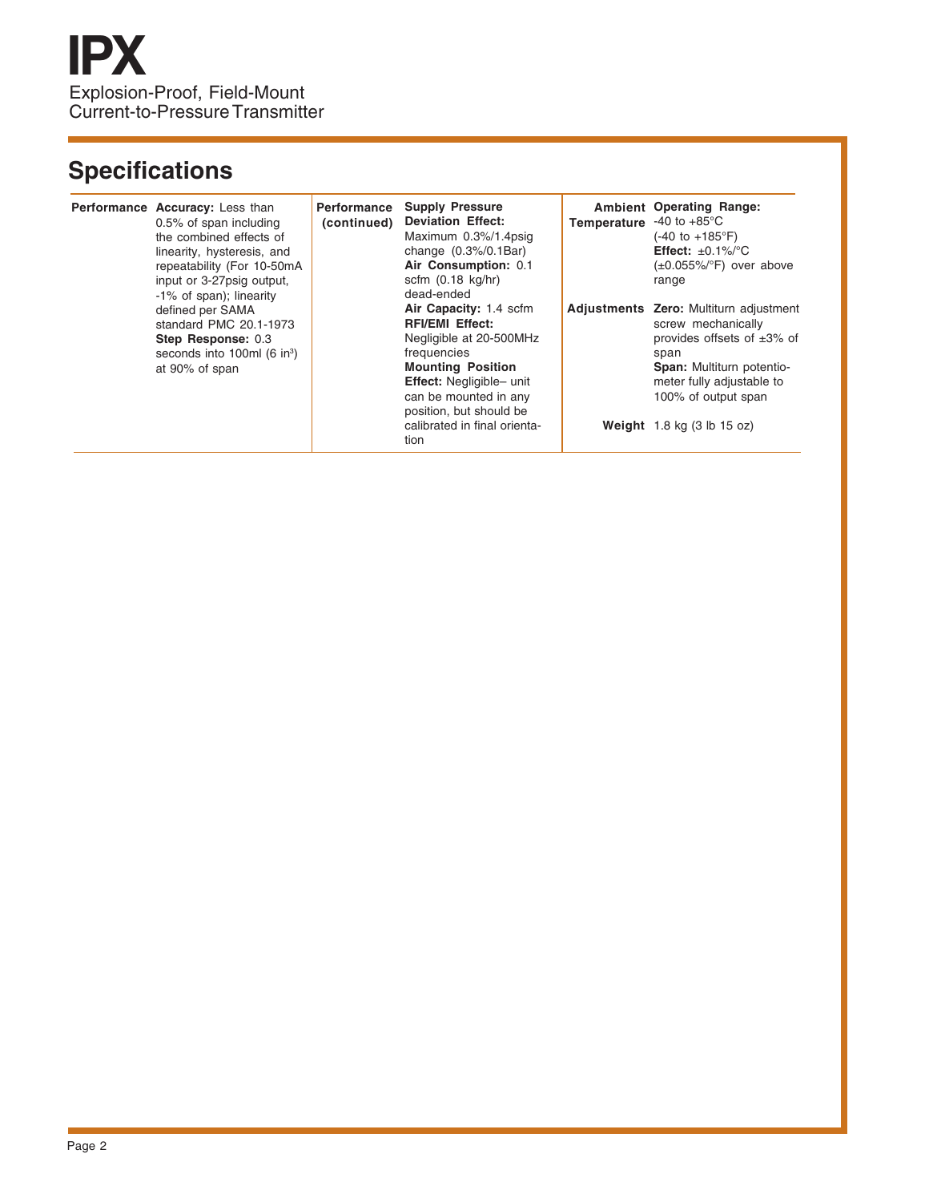# IPX

Explosion-Proof, Field-Mount Current-to-Pressure Transmitter

## Specifications

**Performance**

**Accuracy:** Less than 0.5% of span including the combined effects of linearity, hysteresis, and repeatability (For 10-50mA input or 3-27psig output, -1% of span); linearity defined per SAMA standard PMC 20.1-1973

**Step Response:** 0.3 seconds into 100ml (6 in$^3$) at 90% of span

**Performance (continued)**

**Supply Pressure Deviation Effect:** Maximum 0.3%/1.4psig change (0.3%/0.1Bar)

**Air Consumption:** 0.1 scfm (0.18 kg/hr) dead-ended

**Air Capacity:** 1.4 scfm

**RFI/EMI Effect:** Negligible at 20-500MHz frequencies

**Mounting Position Effect:** Negligible– unit can be mounted in any position, but should be calibrated in final orientation

**Ambient Temperature**

**Operating Range:** -40 to +85°C (-40 to +185°F)

**Effect:** ±0.1%/°C (±0.055%/°F) over above range

**Adjustments**

**Zero:** Multiturn adjustment screw mechanically provides offsets of ±3% of span

**Span:** Multiturn potentiometer fully adjustable to 100% of output span

**Weight**

1.8 kg (3 lb 15 oz)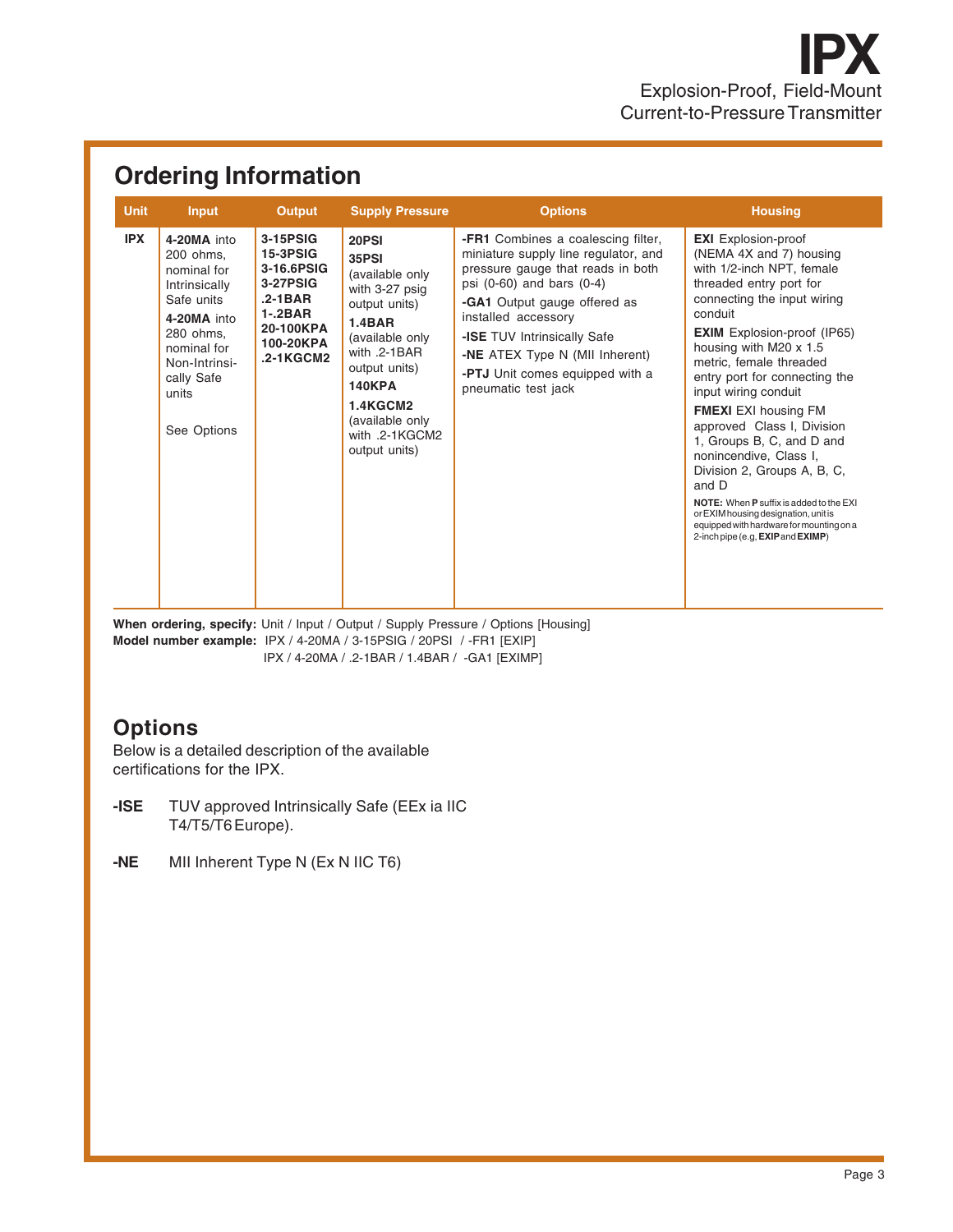# IPX

Explosion-Proof, Field-Mount Current-to-Pressure Transmitter

## Ordering Information

| Unit | Input | Output | Supply Pressure | Options | Housing |
|---|---|---|---|---|---|
| **IPX** | **4-20MA** into 200 ohms, nominal for Intrinsically Safe units<br>**4-20MA** into 280 ohms, nominal for Non-Intrinsically Safe units<br><br>See Options | **3-15PSIG**<br>**15-3PSIG**<br>**3-16.6PSIG**<br>**3-27PSIG**<br>**.2-1BAR**<br>**1-.2BAR**<br>**20-100KPA**<br>**100-20KPA**<br>**.2-1KGCM2** | **20PSI**<br>**35PSI** (available only with 3-27 psig output units)<br>**1.4BAR** (available only with .2-1BAR output units)<br>**140KPA**<br>**1.4KGCM2** (available only with .2-1KGCM2 output units) | **-FR1** Combines a coalescing filter, miniature supply line regulator, and pressure gauge that reads in both psi (0-60) and bars (0-4)<br>**-GA1** Output gauge offered as installed accessory<br>**-ISE** TUV Intrinsically Safe<br>**-NE** ATEX Type N (MII Inherent)<br>**-PTJ** Unit comes equipped with a pneumatic test jack | **EXI** Explosion-proof (NEMA 4X and 7) housing with 1/2-inch NPT, female threaded entry port for connecting the input wiring conduit<br>**EXIM** Explosion-proof (IP65) housing with M20 x 1.5 metric, female threaded entry port for connecting the input wiring conduit<br>**FMEXI** EXI housing FM approved Class I, Division 1, Groups B, C, and D and nonincendive, Class I, Division 2, Groups A, B, C, and D<br>**NOTE:** When **P** suffix is added to the EXI or EXIM housing designation, unit is equipped with hardware for mounting on a 2-inch pipe (e.g, **EXIP** and **EXIMP**) |

**When ordering, specify:** Unit / Input / Output / Supply Pressure / Options [Housing]

**Model number example:** IPX / 4-20MA / 3-15PSIG / 20PSI / -FR1 [EXIP]

IPX / 4-20MA / .2-1BAR / 1.4BAR / -GA1 [EXIMP]

## Options

Below is a detailed description of the available certifications for the IPX.

**-ISE** TUV approved Intrinsically Safe (EEx ia IIC T4/T5/T6 Europe).

**-NE** MII Inherent Type N (Ex N IIC T6)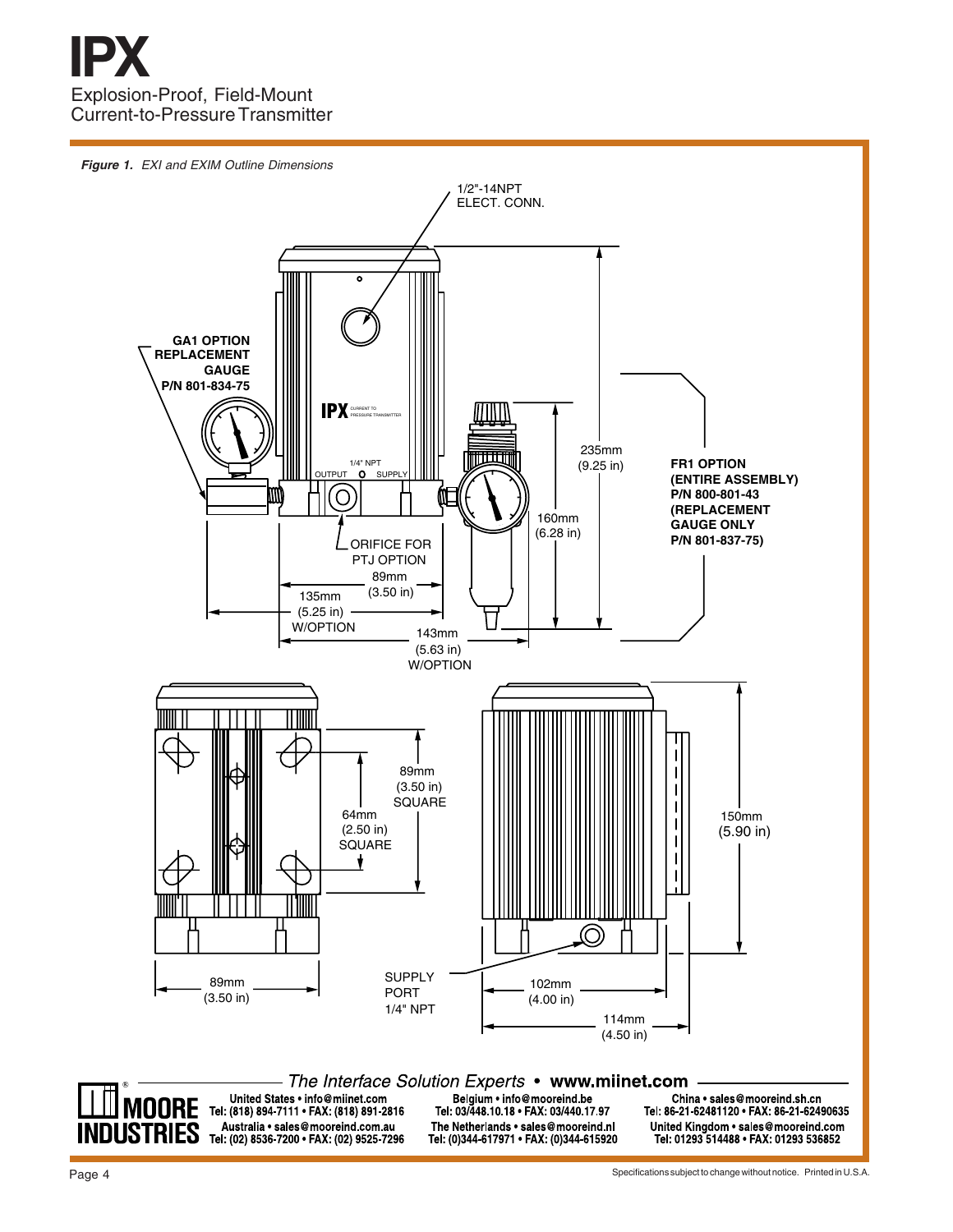# IPX

Explosion-Proof, Field-Mount Current-to-Pressure Transmitter

***Figure 1.** EXI and EXIM Outline Dimensions*

1/2"-14NPT ELECT. CONN.

GA1 OPTION REPLACEMENT GAUGE P/N 801-834-75

IPX CURRENT TO PRESSURE TRANSMITTER

1/4" NPT

OUTPUT SUPPLY

235mm (9.25 in)

160mm (6.28 in)

FR1 OPTION (ENTIRE ASSEMBLY) P/N 800-801-43 (REPLACEMENT GAUGE ONLY P/N 801-837-75)

ORIFICE FOR PTJ OPTION

89mm (3.50 in)

135mm (5.25 in) W/OPTION

143mm (5.63 in) W/OPTION

89mm (3.50 in) SQUARE

64mm (2.50 in) SQUARE

150mm (5.90 in)

89mm (3.50 in)

SUPPLY PORT 1/4" NPT

102mm (4.00 in)

114mm (4.50 in)

The Interface Solution Experts • www.miinet.com

MOORE INDUSTRIES

United States • info@miinet.com
Tel: (818) 894-7111 • FAX: (818) 891-2816

Australia • sales@mooreind.com.au
Tel: (02) 8536-7200 • FAX: (02) 9525-7296

Belgium • info@mooreind.be
Tel: 03/448.10.18 • FAX: 03/440.17.97

The Netherlands • sales@mooreind.nl
Tel: (0)344-617971 • FAX: (0)344-615920

China • sales@mooreind.sh.cn
Tel: 86-21-62481120 • FAX: 86-21-62490635

United Kingdom • sales@mooreind.com
Tel: 01293 514488 • FAX: 01293 536852

Specifications subject to change without notice. Printed in U.S.A.